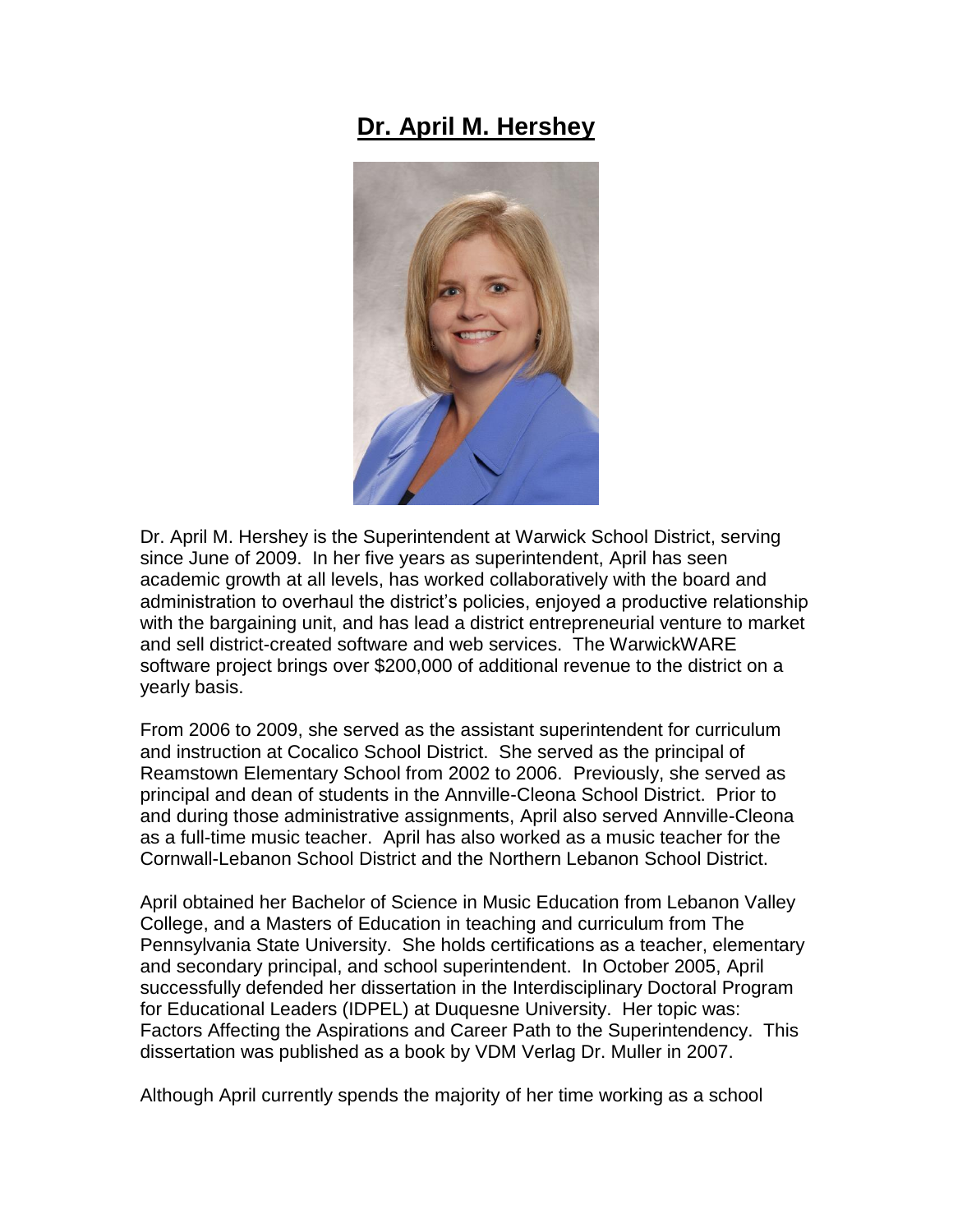# **Dr. April M. Hershey**

Dr. April M. Hershey is the Superintendent at Warwick School District, serving since June of 2009. In her five years as superintendent, April has seen academic growth at all levels, has worked collaboratively with the board and administration to overhaul the district's policies, enjoyed a productive relationship with the bargaining unit, and has lead a district entrepreneurial venture to market and sell district-created software and web services. The WarwickWARE software project brings over $200,000 of additional revenue to the district on a yearly basis.

From 2006 to 2009, she served as the assistant superintendent for curriculum and instruction at Cocalico School District. She served as the principal of Reamstown Elementary School from 2002 to 2006. Previously, she served as principal and dean of students in the Annville-Cleona School District. Prior to and during those administrative assignments, April also served Annville-Cleona as a full-time music teacher. April has also worked as a music teacher for the Cornwall-Lebanon School District and the Northern Lebanon School District.

April obtained her Bachelor of Science in Music Education from Lebanon Valley College, and a Masters of Education in teaching and curriculum from The Pennsylvania State University. She holds certifications as a teacher, elementary and secondary principal, and school superintendent. In October 2005, April successfully defended her dissertation in the Interdisciplinary Doctoral Program for Educational Leaders (IDPEL) at Duquesne University. Her topic was: Factors Affecting the Aspirations and Career Path to the Superintendency. This dissertation was published as a book by VDM Verlag Dr. Muller in 2007.

Although April currently spends the majority of her time working as a school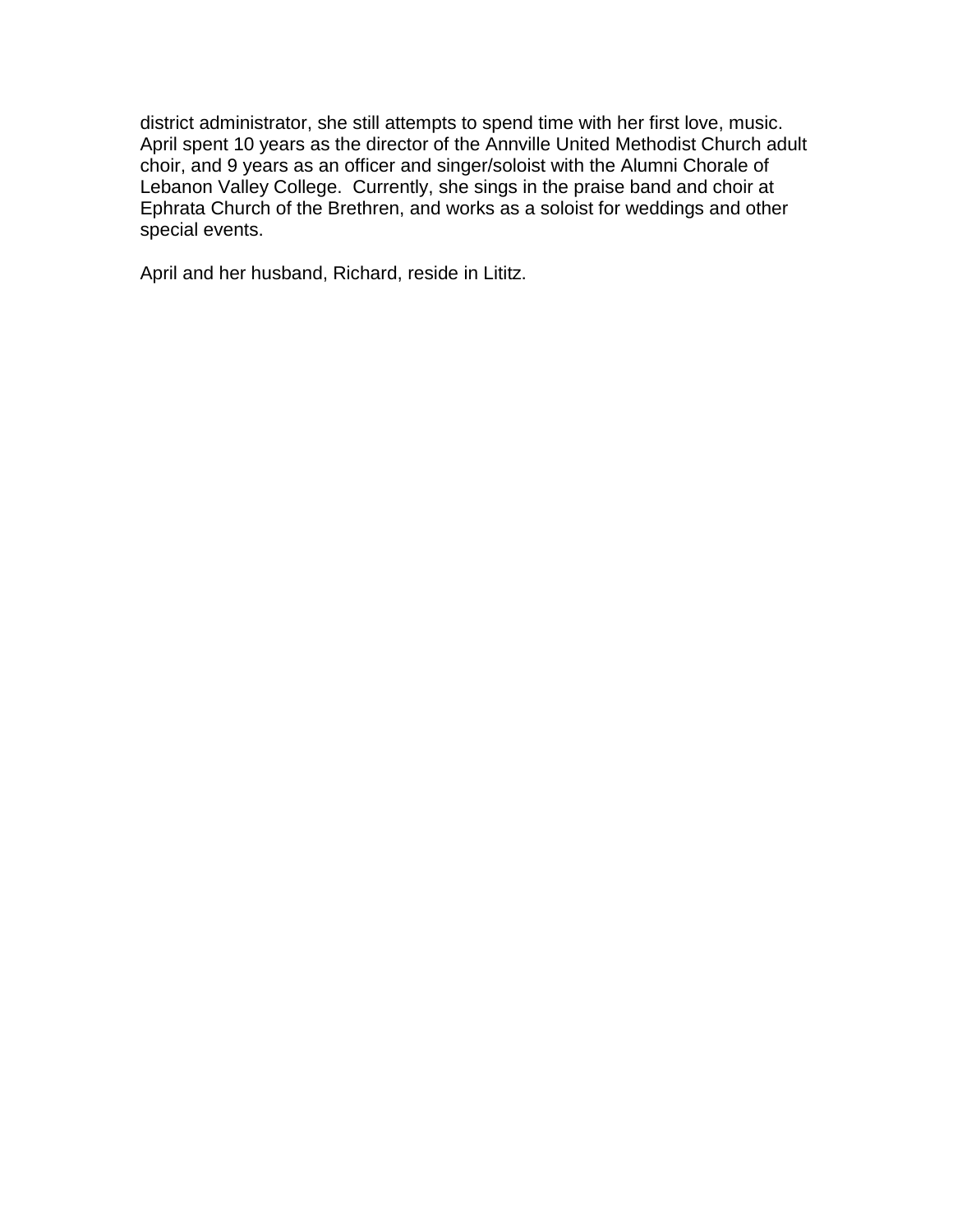district administrator, she still attempts to spend time with her first love, music. April spent 10 years as the director of the Annville United Methodist Church adult choir, and 9 years as an officer and singer/soloist with the Alumni Chorale of Lebanon Valley College. Currently, she sings in the praise band and choir at Ephrata Church of the Brethren, and works as a soloist for weddings and other special events.

April and her husband, Richard, reside in Lititz.